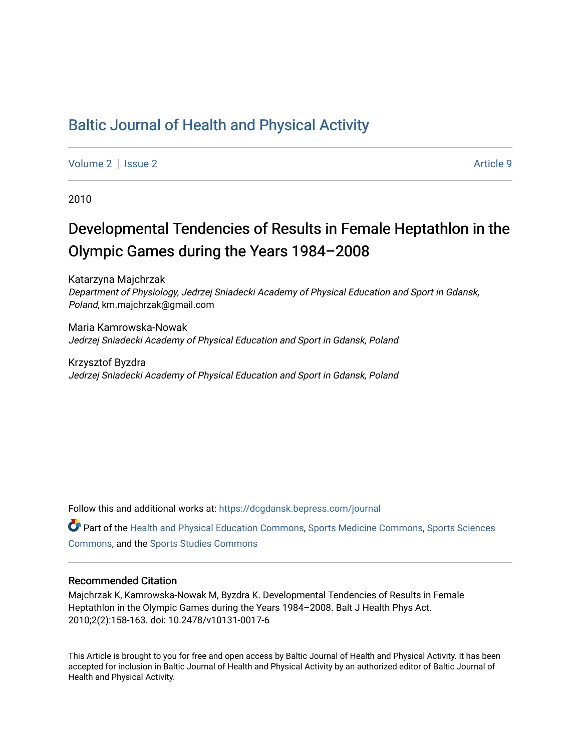# Baltic Journal of Health and Physical Activity

Volume 2 | Issue 2 Article 9

2010

## Developmental Tendencies of Results in Female Heptathlon in the Olympic Games during the Years 1984–2008

Katarzyna Majchrzak
*Department of Physiology, Jedrzej Sniadecki Academy of Physical Education and Sport in Gdansk, Poland*, km.majchrzak@gmail.com

Maria Kamrowska-Nowak
*Jedrzej Sniadecki Academy of Physical Education and Sport in Gdansk, Poland*

Krzysztof Byzdra
*Jedrzej Sniadecki Academy of Physical Education and Sport in Gdansk, Poland*

Follow this and additional works at: https://dcgdansk.bepress.com/journal

Part of the Health and Physical Education Commons, Sports Medicine Commons, Sports Sciences Commons, and the Sports Studies Commons

### Recommended Citation

Majchrzak K, Kamrowska-Nowak M, Byzdra K. Developmental Tendencies of Results in Female Heptathlon in the Olympic Games during the Years 1984–2008. Balt J Health Phys Act. 2010;2(2):158-163. doi: 10.2478/v10131-0017-6

This Article is brought to you for free and open access by Baltic Journal of Health and Physical Activity. It has been accepted for inclusion in Baltic Journal of Health and Physical Activity by an authorized editor of Baltic Journal of Health and Physical Activity.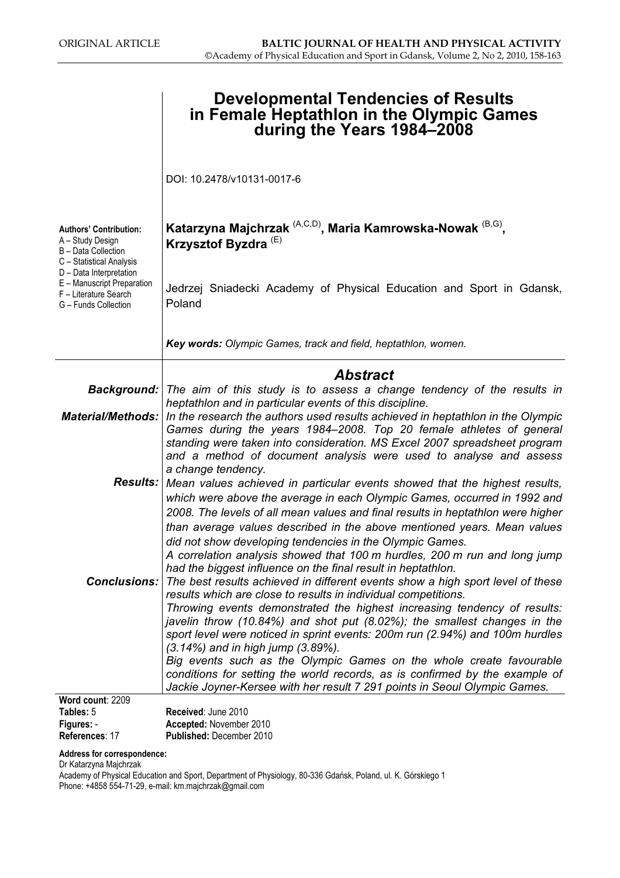ORIGINAL ARTICLE

# Developmental Tendencies of Results in Female Heptathlon in the Olympic Games during the Years 1984–2008

DOI: 10.2478/v10131-0017-6

**Katarzyna Majchrzak** (A,C,D), **Maria Kamrowska-Nowak** (B,G), **Krzysztof Byzdra** (E)

Jedrzej Sniadecki Academy of Physical Education and Sport in Gdansk, Poland

**Authors' Contribution:**
A – Study Design
B – Data Collection
C – Statistical Analysis
D – Data Interpretation
E – Manuscript Preparation
F – Literature Search
G – Funds Collection

***Key words:** Olympic Games, track and field, heptathlon, women.*

## Abstract

***Background:*** *The aim of this study is to assess a change tendency of the results in heptathlon and in particular events of this discipline.*

***Material/Methods:*** *In the research the authors used results achieved in heptathlon in the Olympic Games during the years 1984–2008. Top 20 female athletes of general standing were taken into consideration. MS Excel 2007 spreadsheet program and a method of document analysis were used to analyse and assess a change tendency.*

***Results:*** *Mean values achieved in particular events showed that the highest results, which were above the average in each Olympic Games, occurred in 1992 and 2008. The levels of all mean values and final results in heptathlon were higher than average values described in the above mentioned years. Mean values did not show developing tendencies in the Olympic Games.*
*A correlation analysis showed that 100 m hurdles, 200 m run and long jump had the biggest influence on the final result in heptathlon.*

***Conclusions:*** *The best results achieved in different events show a high sport level of these results which are close to results in individual competitions.*
*Throwing events demonstrated the highest increasing tendency of results: javelin throw (10.84%) and shot put (8.02%); the smallest changes in the sport level were noticed in sprint events: 200m run (2.94%) and 100m hurdles (3.14%) and in high jump (3.89%).*
*Big events such as the Olympic Games on the whole create favourable conditions for setting the world records, as is confirmed by the example of Jackie Joyner-Kersee with her result 7 291 points in Seoul Olympic Games.*

**Word count**: 2209
**Tables:** 5
**Figures:** -
**References**: 17

**Received**: June 2010
**Accepted:** November 2010
**Published:** December 2010

**Address for correspondence:**
Dr Katarzyna Majchrzak
Academy of Physical Education and Sport, Department of Physiology, 80-336 Gdańsk, Poland, ul. K. Górskiego 1
Phone: +4858 554-71-29, e-mail: km.majchrzak@gmail.com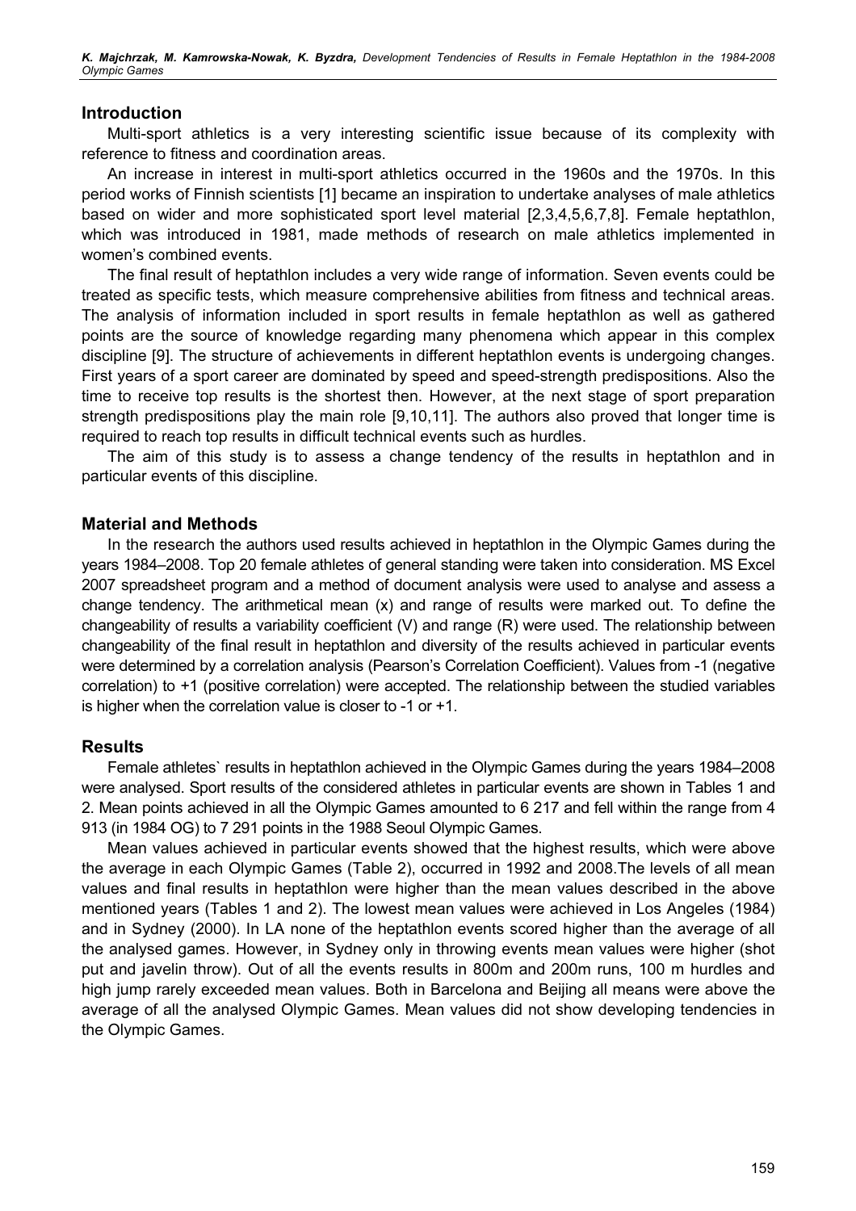## Introduction

Multi-sport athletics is a very interesting scientific issue because of its complexity with reference to fitness and coordination areas.

An increase in interest in multi-sport athletics occurred in the 1960s and the 1970s. In this period works of Finnish scientists [1] became an inspiration to undertake analyses of male athletics based on wider and more sophisticated sport level material [2,3,4,5,6,7,8]. Female heptathlon, which was introduced in 1981, made methods of research on male athletics implemented in women's combined events.

The final result of heptathlon includes a very wide range of information. Seven events could be treated as specific tests, which measure comprehensive abilities from fitness and technical areas. The analysis of information included in sport results in female heptathlon as well as gathered points are the source of knowledge regarding many phenomena which appear in this complex discipline [9]. The structure of achievements in different heptathlon events is undergoing changes. First years of a sport career are dominated by speed and speed-strength predispositions. Also the time to receive top results is the shortest then. However, at the next stage of sport preparation strength predispositions play the main role [9,10,11]. The authors also proved that longer time is required to reach top results in difficult technical events such as hurdles.

The aim of this study is to assess a change tendency of the results in heptathlon and in particular events of this discipline.

## Material and Methods

In the research the authors used results achieved in heptathlon in the Olympic Games during the years 1984–2008. Top 20 female athletes of general standing were taken into consideration. MS Excel 2007 spreadsheet program and a method of document analysis were used to analyse and assess a change tendency. The arithmetical mean (x) and range of results were marked out. To define the changeability of results a variability coefficient (V) and range (R) were used. The relationship between changeability of the final result in heptathlon and diversity of the results achieved in particular events were determined by a correlation analysis (Pearson's Correlation Coefficient). Values from -1 (negative correlation) to +1 (positive correlation) were accepted. The relationship between the studied variables is higher when the correlation value is closer to -1 or +1.

## Results

Female athletes` results in heptathlon achieved in the Olympic Games during the years 1984–2008 were analysed. Sport results of the considered athletes in particular events are shown in Tables 1 and 2. Mean points achieved in all the Olympic Games amounted to 6 217 and fell within the range from 4 913 (in 1984 OG) to 7 291 points in the 1988 Seoul Olympic Games.

Mean values achieved in particular events showed that the highest results, which were above the average in each Olympic Games (Table 2), occurred in 1992 and 2008.The levels of all mean values and final results in heptathlon were higher than the mean values described in the above mentioned years (Tables 1 and 2). The lowest mean values were achieved in Los Angeles (1984) and in Sydney (2000). In LA none of the heptathlon events scored higher than the average of all the analysed games. However, in Sydney only in throwing events mean values were higher (shot put and javelin throw). Out of all the events results in 800m and 200m runs, 100 m hurdles and high jump rarely exceeded mean values. Both in Barcelona and Beijing all means were above the average of all the analysed Olympic Games. Mean values did not show developing tendencies in the Olympic Games.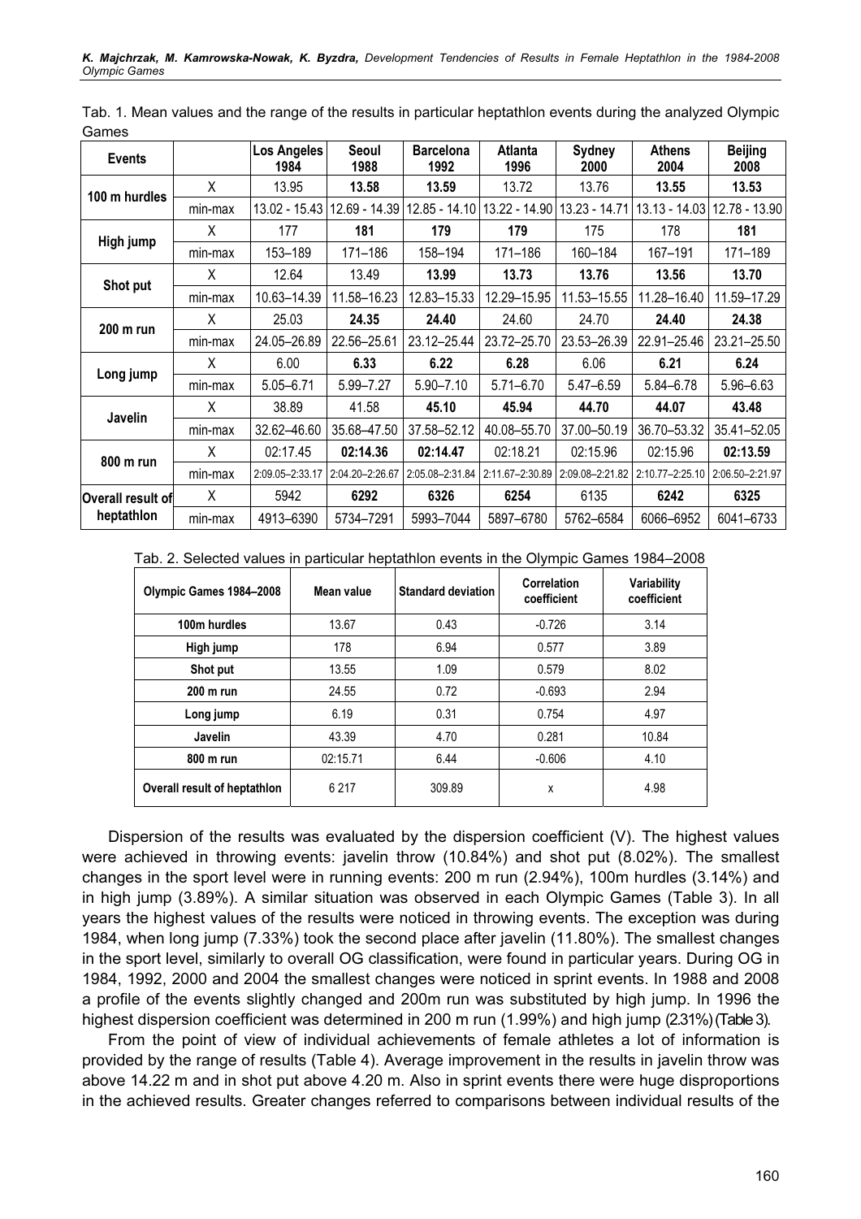Tab. 1. Mean values and the range of the results in particular heptathlon events during the analyzed Olympic Games

| Events | | Los Angeles 1984 | Seoul 1988 | Barcelona 1992 | Atlanta 1996 | Sydney 2000 | Athens 2004 | Beijing 2008 |
|---|---|---|---|---|---|---|---|---|
| 100 m hurdles | X | 13.95 | **13.58** | **13.59** | 13.72 | 13.76 | **13.55** | **13.53** |
| | min-max | 13.02 - 15.43 | 12.69 - 14.39 | 12.85 - 14.10 | 13.22 - 14.90 | 13.23 - 14.71 | 13.13 - 14.03 | 12.78 - 13.90 |
| High jump | X | 177 | **181** | **179** | **179** | 175 | 178 | **181** |
| | min-max | 153–189 | 171–186 | 158–194 | 171–186 | 160–184 | 167–191 | 171–189 |
| Shot put | X | 12.64 | 13.49 | **13.99** | **13.73** | **13.76** | **13.56** | **13.70** |
| | min-max | 10.63–14.39 | 11.58–16.23 | 12.83–15.33 | 12.29–15.95 | 11.53–15.55 | 11.28–16.40 | 11.59–17.29 |
| 200 m run | X | 25.03 | **24.35** | **24.40** | 24.60 | 24.70 | **24.40** | **24.38** |
| | min-max | 24.05–26.89 | 22.56–25.61 | 23.12–25.44 | 23.72–25.70 | 23.53–26.39 | 22.91–25.46 | 23.21–25.50 |
| Long jump | X | 6.00 | **6.33** | **6.22** | **6.28** | 6.06 | **6.21** | **6.24** |
| | min-max | 5.05–6.71 | 5.99–7.27 | 5.90–7.10 | 5.71–6.70 | 5.47–6.59 | 5.84–6.78 | 5.96–6.63 |
| Javelin | X | 38.89 | 41.58 | **45.10** | **45.94** | **44.70** | **44.07** | **43.48** |
| | min-max | 32.62–46.60 | 35.68–47.50 | 37.58–52.12 | 40.08–55.70 | 37.00–50.19 | 36.70–53.32 | 35.41–52.05 |
| 800 m run | X | 02:17.45 | **02:14.36** | **02:14.47** | 02:18.21 | 02:15.96 | 02:15.96 | **02:13.59** |
| | min-max | 2:09.05–2:33.17 | 2:04.20–2:26.67 | 2:05.08–2:31.84 | 2:11.67–2:30.89 | 2:09.08–2:21.82 | 2:10.77–2:25.10 | 2:06.50–2:21.97 |
| Overall result of heptathlon | X | 5942 | **6292** | **6326** | **6254** | 6135 | **6242** | **6325** |
| | min-max | 4913–6390 | 5734–7291 | 5993–7044 | 5897–6780 | 5762–6584 | 6066–6952 | 6041–6733 |

Tab. 2. Selected values in particular heptathlon events in the Olympic Games 1984–2008

| Olympic Games 1984–2008 | Mean value | Standard deviation | Correlation coefficient | Variability coefficient |
|---|---|---|---|---|
| 100m hurdles | 13.67 | 0.43 | -0.726 | 3.14 |
| High jump | 178 | 6.94 | 0.577 | 3.89 |
| Shot put | 13.55 | 1.09 | 0.579 | 8.02 |
| 200 m run | 24.55 | 0.72 | -0.693 | 2.94 |
| Long jump | 6.19 | 0.31 | 0.754 | 4.97 |
| Javelin | 43.39 | 4.70 | 0.281 | 10.84 |
| 800 m run | 02:15.71 | 6.44 | -0.606 | 4.10 |
| Overall result of heptathlon | 6 217 | 309.89 | x | 4.98 |

Dispersion of the results was evaluated by the dispersion coefficient (V). The highest values were achieved in throwing events: javelin throw (10.84%) and shot put (8.02%). The smallest changes in the sport level were in running events: 200 m run (2.94%), 100m hurdles (3.14%) and in high jump (3.89%). A similar situation was observed in each Olympic Games (Table 3). In all years the highest values of the results were noticed in throwing events. The exception was during 1984, when long jump (7.33%) took the second place after javelin (11.80%). The smallest changes in the sport level, similarly to overall OG classification, were found in particular years. During OG in 1984, 1992, 2000 and 2004 the smallest changes were noticed in sprint events. In 1988 and 2008 a profile of the events slightly changed and 200m run was substituted by high jump. In 1996 the highest dispersion coefficient was determined in 200 m run (1.99%) and high jump (2.31%) (Table 3).

From the point of view of individual achievements of female athletes a lot of information is provided by the range of results (Table 4). Average improvement in the results in javelin throw was above 14.22 m and in shot put above 4.20 m. Also in sprint events there were huge disproportions in the achieved results. Greater changes referred to comparisons between individual results of the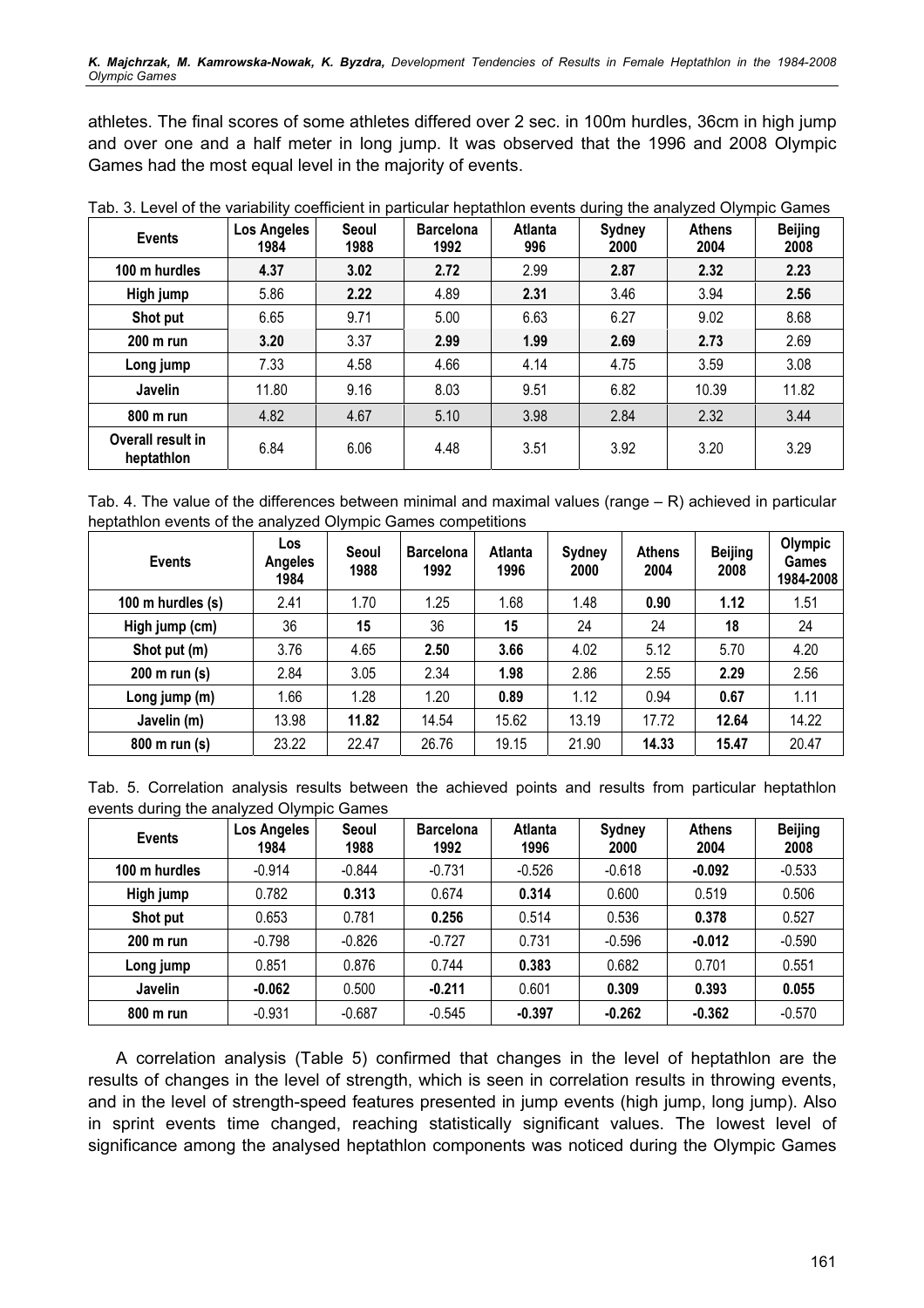athletes. The final scores of some athletes differed over 2 sec. in 100m hurdles, 36cm in high jump and over one and a half meter in long jump. It was observed that the 1996 and 2008 Olympic Games had the most equal level in the majority of events.

Tab. 3. Level of the variability coefficient in particular heptathlon events during the analyzed Olympic Games

| Events | Los Angeles 1984 | Seoul 1988 | Barcelona 1992 | Atlanta 996 | Sydney 2000 | Athens 2004 | Beijing 2008 |
|---|---|---|---|---|---|---|---|
| **100 m hurdles** | **4.37** | **3.02** | **2.72** | 2.99 | **2.87** | **2.32** | **2.23** |
| **High jump** | 5.86 | **2.22** | 4.89 | **2.31** | 3.46 | 3.94 | **2.56** |
| **Shot put** | 6.65 | 9.71 | 5.00 | 6.63 | 6.27 | 9.02 | 8.68 |
| **200 m run** | **3.20** | 3.37 | **2.99** | **1.99** | **2.69** | **2.73** | 2.69 |
| **Long jump** | 7.33 | 4.58 | 4.66 | 4.14 | 4.75 | 3.59 | 3.08 |
| **Javelin** | 11.80 | 9.16 | 8.03 | 9.51 | 6.82 | 10.39 | 11.82 |
| **800 m run** | 4.82 | 4.67 | 5.10 | 3.98 | 2.84 | 2.32 | 3.44 |
| **Overall result in heptathlon** | 6.84 | 6.06 | 4.48 | 3.51 | 3.92 | 3.20 | 3.29 |

Tab. 4. The value of the differences between minimal and maximal values (range – R) achieved in particular heptathlon events of the analyzed Olympic Games competitions

| Events | Los Angeles 1984 | Seoul 1988 | Barcelona 1992 | Atlanta 1996 | Sydney 2000 | Athens 2004 | Beijing 2008 | Olympic Games 1984-2008 |
|---|---|---|---|---|---|---|---|---|
| **100 m hurdles (s)** | 2.41 | 1.70 | 1.25 | 1.68 | 1.48 | **0.90** | **1.12** | 1.51 |
| **High jump (cm)** | 36 | **15** | 36 | **15** | 24 | 24 | **18** | 24 |
| **Shot put (m)** | 3.76 | 4.65 | **2.50** | **3.66** | 4.02 | 5.12 | 5.70 | 4.20 |
| **200 m run (s)** | 2.84 | 3.05 | 2.34 | **1.98** | 2.86 | 2.55 | **2.29** | 2.56 |
| **Long jump (m)** | 1.66 | 1.28 | 1.20 | **0.89** | 1.12 | 0.94 | **0.67** | 1.11 |
| **Javelin (m)** | 13.98 | **11.82** | 14.54 | 15.62 | 13.19 | 17.72 | **12.64** | 14.22 |
| **800 m run (s)** | 23.22 | 22.47 | 26.76 | 19.15 | 21.90 | **14.33** | **15.47** | 20.47 |

Tab. 5. Correlation analysis results between the achieved points and results from particular heptathlon events during the analyzed Olympic Games

| Events | Los Angeles 1984 | Seoul 1988 | Barcelona 1992 | Atlanta 1996 | Sydney 2000 | Athens 2004 | Beijing 2008 |
|---|---|---|---|---|---|---|---|
| **100 m hurdles** | -0.914 | -0.844 | -0.731 | -0.526 | -0.618 | **-0.092** | -0.533 |
| **High jump** | 0.782 | **0.313** | 0.674 | **0.314** | 0.600 | 0.519 | 0.506 |
| **Shot put** | 0.653 | 0.781 | **0.256** | 0.514 | 0.536 | **0.378** | 0.527 |
| **200 m run** | -0.798 | -0.826 | -0.727 | 0.731 | -0.596 | **-0.012** | -0.590 |
| **Long jump** | 0.851 | 0.876 | 0.744 | **0.383** | 0.682 | 0.701 | 0.551 |
| **Javelin** | **-0.062** | 0.500 | **-0.211** | 0.601 | **0.309** | **0.393** | **0.055** |
| **800 m run** | -0.931 | -0.687 | -0.545 | **-0.397** | **-0.262** | **-0.362** | -0.570 |

A correlation analysis (Table 5) confirmed that changes in the level of heptathlon are the results of changes in the level of strength, which is seen in correlation results in throwing events, and in the level of strength-speed features presented in jump events (high jump, long jump). Also in sprint events time changed, reaching statistically significant values. The lowest level of significance among the analysed heptathlon components was noticed during the Olympic Games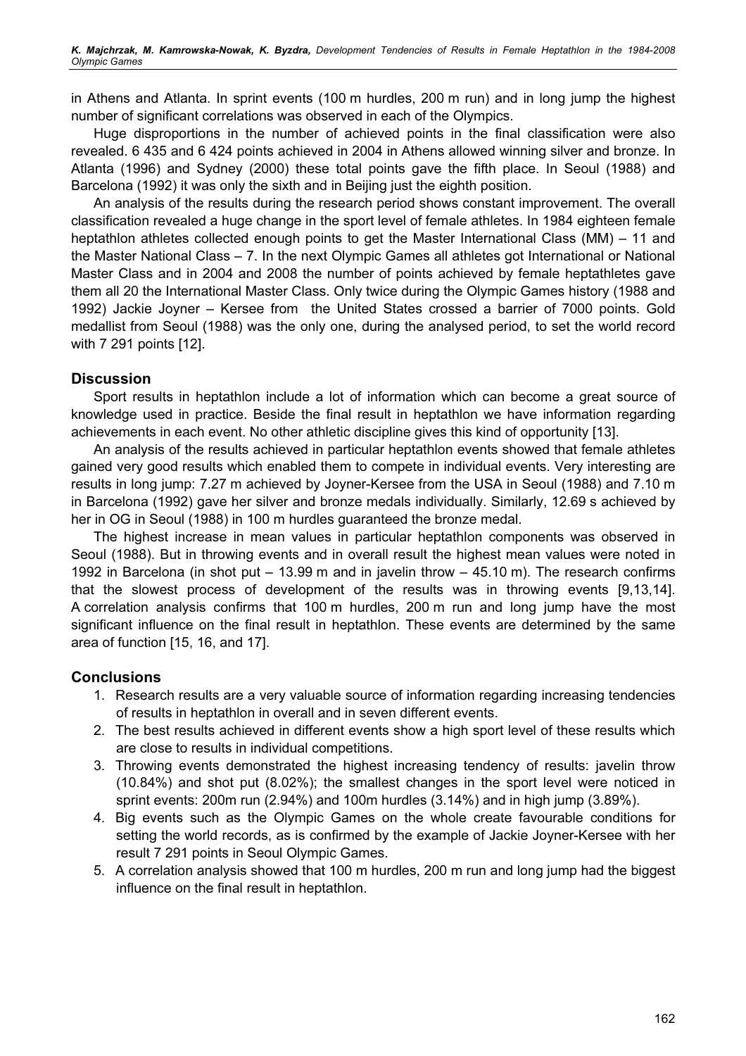in Athens and Atlanta. In sprint events (100 m hurdles, 200 m run) and in long jump the highest number of significant correlations was observed in each of the Olympics.

Huge disproportions in the number of achieved points in the final classification were also revealed. 6 435 and 6 424 points achieved in 2004 in Athens allowed winning silver and bronze. In Atlanta (1996) and Sydney (2000) these total points gave the fifth place. In Seoul (1988) and Barcelona (1992) it was only the sixth and in Beijing just the eighth position.

An analysis of the results during the research period shows constant improvement. The overall classification revealed a huge change in the sport level of female athletes. In 1984 eighteen female heptathlon athletes collected enough points to get the Master International Class (MM) – 11 and the Master National Class – 7. In the next Olympic Games all athletes got International or National Master Class and in 2004 and 2008 the number of points achieved by female heptathletes gave them all 20 the International Master Class. Only twice during the Olympic Games history (1988 and 1992) Jackie Joyner – Kersee from the United States crossed a barrier of 7000 points. Gold medallist from Seoul (1988) was the only one, during the analysed period, to set the world record with 7 291 points [12].

## Discussion

Sport results in heptathlon include a lot of information which can become a great source of knowledge used in practice. Beside the final result in heptathlon we have information regarding achievements in each event. No other athletic discipline gives this kind of opportunity [13].

An analysis of the results achieved in particular heptathlon events showed that female athletes gained very good results which enabled them to compete in individual events. Very interesting are results in long jump: 7.27 m achieved by Joyner-Kersee from the USA in Seoul (1988) and 7.10 m in Barcelona (1992) gave her silver and bronze medals individually. Similarly, 12.69 s achieved by her in OG in Seoul (1988) in 100 m hurdles guaranteed the bronze medal.

The highest increase in mean values in particular heptathlon components was observed in Seoul (1988). But in throwing events and in overall result the highest mean values were noted in 1992 in Barcelona (in shot put – 13.99 m and in javelin throw – 45.10 m). The research confirms that the slowest process of development of the results was in throwing events [9,13,14]. A correlation analysis confirms that 100 m hurdles, 200 m run and long jump have the most significant influence on the final result in heptathlon. These events are determined by the same area of function [15, 16, and 17].

## Conclusions

1. Research results are a very valuable source of information regarding increasing tendencies of results in heptathlon in overall and in seven different events.
2. The best results achieved in different events show a high sport level of these results which are close to results in individual competitions.
3. Throwing events demonstrated the highest increasing tendency of results: javelin throw (10.84%) and shot put (8.02%); the smallest changes in the sport level were noticed in sprint events: 200m run (2.94%) and 100m hurdles (3.14%) and in high jump (3.89%).
4. Big events such as the Olympic Games on the whole create favourable conditions for setting the world records, as is confirmed by the example of Jackie Joyner-Kersee with her result 7 291 points in Seoul Olympic Games.
5. A correlation analysis showed that 100 m hurdles, 200 m run and long jump had the biggest influence on the final result in heptathlon.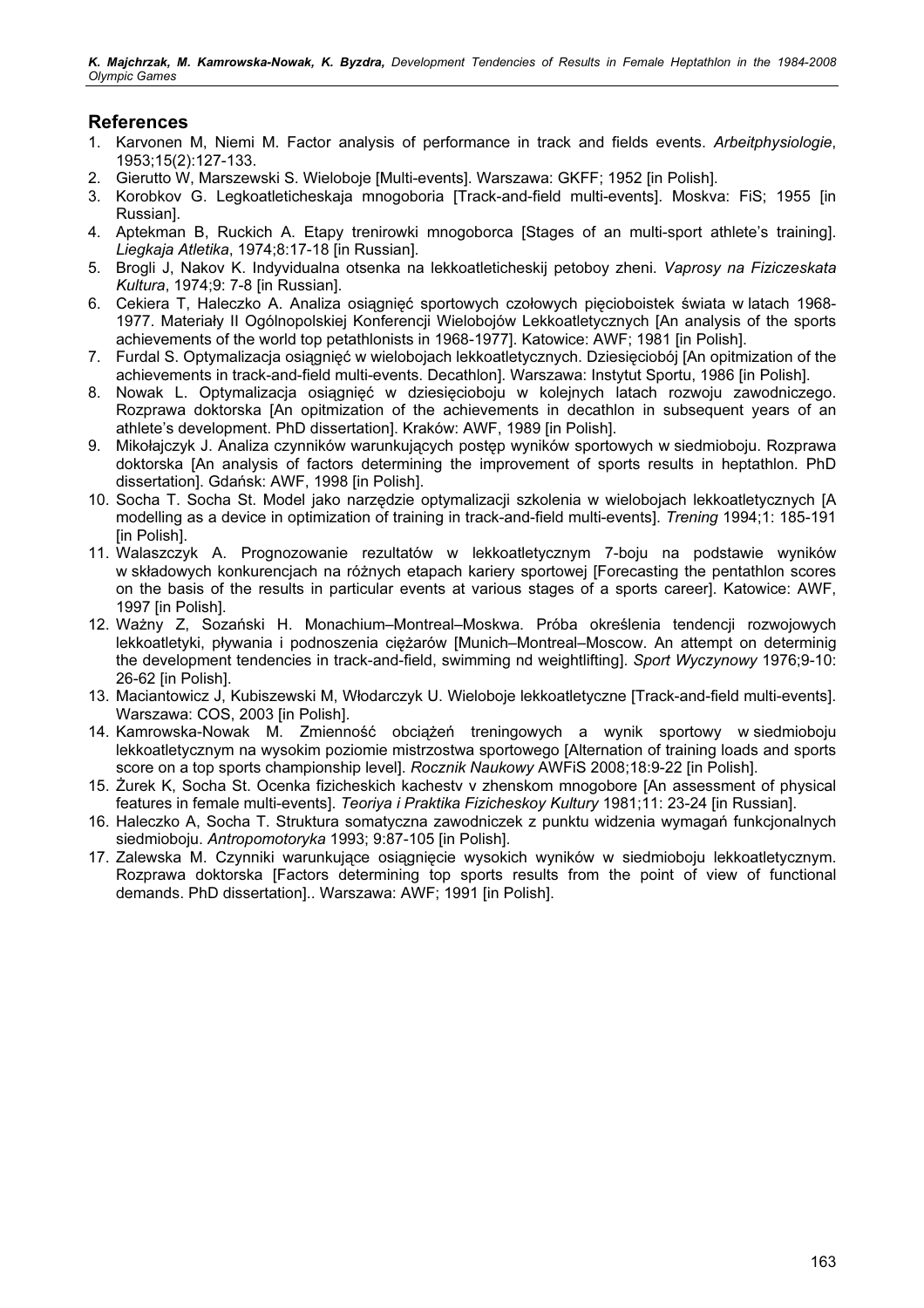## References

1. Karvonen M, Niemi M. Factor analysis of performance in track and fields events. *Arbeitphysiologie*, 1953;15(2):127-133.
2. Gierutto W, Marszewski S. Wieloboje [Multi-events]. Warszawa: GKFF; 1952 [in Polish].
3. Korobkov G. Legkoatleticheskaja mnogoboria [Track-and-field multi-events]. Moskva: FiS; 1955 [in Russian].
4. Aptekman B, Ruckich A. Etapy trenirowki mnogoborca [Stages of an multi-sport athlete's training]. *Liegkaja Atletika*, 1974;8:17-18 [in Russian].
5. Brogli J, Nakov K. Indyvidualna otsenka na lekkoatleticheskij petoboy zheni. *Vaprosy na Fiziczeskata Kultura*, 1974;9: 7-8 [in Russian].
6. Cekiera T, Haleczko A. Analiza osiągnięć sportowych czołowych pięcioboistek świata w latach 1968-1977. Materiały II Ogólnopolskiej Konferencji Wielobojów Lekkoatletycznych [An analysis of the sports achievements of the world top petathlonists in 1968-1977]. Katowice: AWF; 1981 [in Polish].
7. Furdal S. Optymalizacja osiągnięć w wielobojach lekkoatletycznych. Dziesięciobój [An opitmization of the achievements in track-and-field multi-events. Decathlon]. Warszawa: Instytut Sportu, 1986 [in Polish].
8. Nowak L. Optymalizacja osiągnięć w dziesięcioboju w kolejnych latach rozwoju zawodniczego. Rozprawa doktorska [An opitmization of the achievements in decathlon in subsequent years of an athlete's development. PhD dissertation]. Kraków: AWF, 1989 [in Polish].
9. Mikołajczyk J. Analiza czynników warunkujących postęp wyników sportowych w siedmioboju. Rozprawa doktorska [An analysis of factors determining the improvement of sports results in heptathlon. PhD dissertation]. Gdańsk: AWF, 1998 [in Polish].
10. Socha T. Socha St. Model jako narzędzie optymalizacji szkolenia w wielobojach lekkoatletycznych [A modelling as a device in optimization of training in track-and-field multi-events]. *Trening* 1994;1: 185-191 [in Polish].
11. Walaszczyk A. Prognozowanie rezultatów w lekkoatletycznym 7-boju na podstawie wyników w składowych konkurencjach na różnych etapach kariery sportowej [Forecasting the pentathlon scores on the basis of the results in particular events at various stages of a sports career]. Katowice: AWF, 1997 [in Polish].
12. Ważny Z, Sozański H. Monachium–Montreal–Moskwa. Próba określenia tendencji rozwojowych lekkoatletyki, pływania i podnoszenia ciężarów [Munich–Montreal–Moscow. An attempt on determinig the development tendencies in track-and-field, swimming nd weightlifting]. *Sport Wyczynowy* 1976;9-10: 26-62 [in Polish].
13. Maciantowicz J, Kubiszewski M, Włodarczyk U. Wieloboje lekkoatletyczne [Track-and-field multi-events]. Warszawa: COS, 2003 [in Polish].
14. Kamrowska-Nowak M. Zmienność obciążeń treningowych a wynik sportowy w siedmioboju lekkoatletycznym na wysokim poziomie mistrzostwa sportowego [Alternation of training loads and sports score on a top sports championship level]. *Rocznik Naukowy* AWFiS 2008;18:9-22 [in Polish].
15. Żurek K, Socha St. Ocenka fizicheskich kachestv v zhenskom mnogobore [An assessment of physical features in female multi-events]. *Teoriya i Praktika Fizicheskoy Kultury* 1981;11: 23-24 [in Russian].
16. Haleczko A, Socha T. Struktura somatyczna zawodniczek z punktu widzenia wymagań funkcjonalnych siedmioboju. *Antropomotoryka* 1993; 9:87-105 [in Polish].
17. Zalewska M. Czynniki warunkujące osiągnięcie wysokich wyników w siedmioboju lekkoatletycznym. Rozprawa doktorska [Factors determining top sports results from the point of view of functional demands. PhD dissertation].. Warszawa: AWF; 1991 [in Polish].